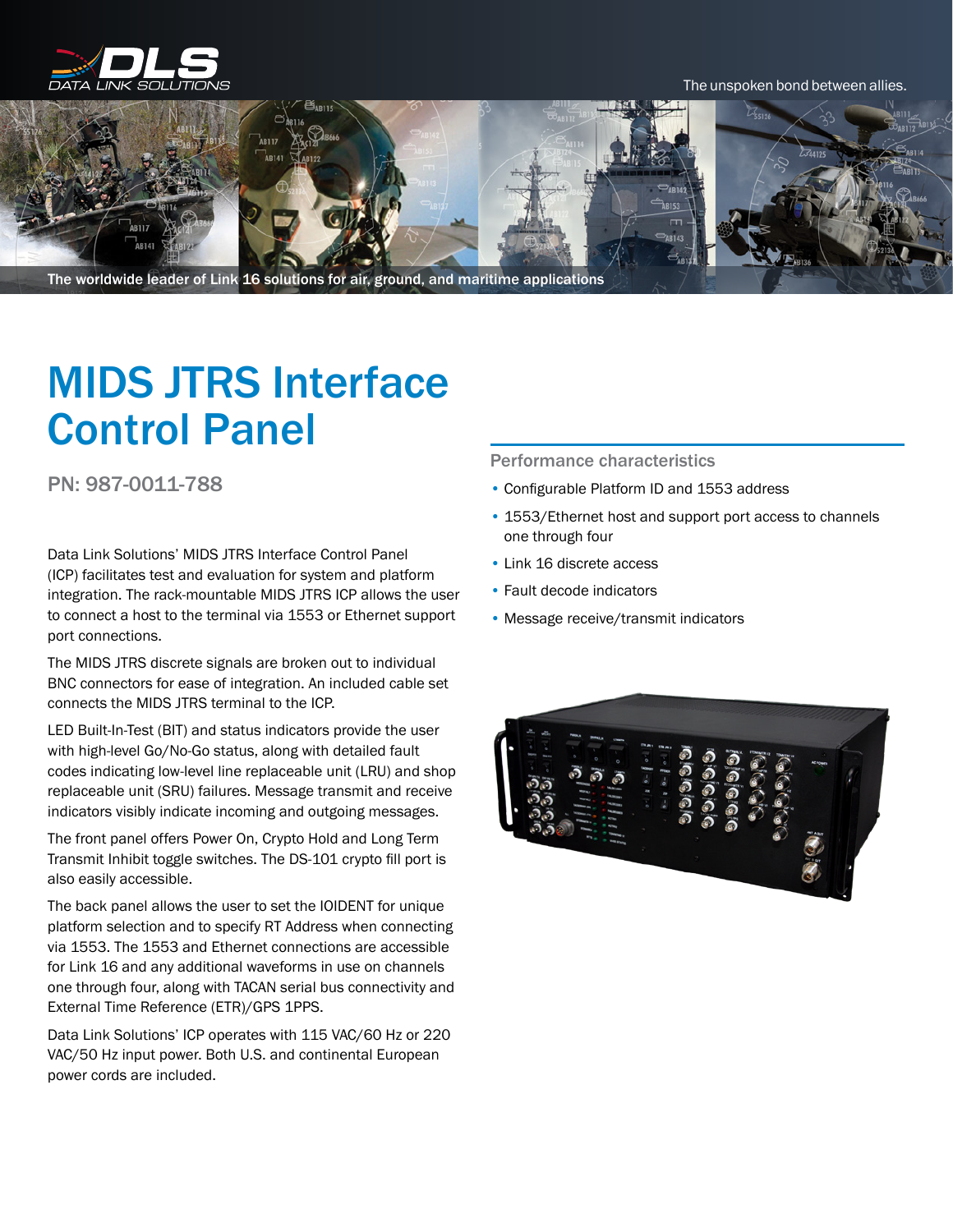DATA LINK SOLUTIONS

The unspoken bond between allies.

The worldwide leader of Link 16 solutions for air, ground, and maritime applications

# MIDS JTRS Interface Control Panel

## PN: 987-0011-788

Data Link Solutions' MIDS JTRS Interface Control Panel (ICP) facilitates test and evaluation for system and platform integration. The rack-mountable MIDS JTRS ICP allows the user to connect a host to the terminal via 1553 or Ethernet support port connections.

The MIDS JTRS discrete signals are broken out to individual BNC connectors for ease of integration. An included cable set connects the MIDS JTRS terminal to the ICP.

LED Built-In-Test (BIT) and status indicators provide the user with high-level Go/No-Go status, along with detailed fault codes indicating low-level line replaceable unit (LRU) and shop replaceable unit (SRU) failures. Message transmit and receive indicators visibly indicate incoming and outgoing messages.

The front panel offers Power On, Crypto Hold and Long Term Transmit Inhibit toggle switches. The DS-101 crypto fill port is also easily accessible.

The back panel allows the user to set the IOIDENT for unique platform selection and to specify RT Address when connecting via 1553. The 1553 and Ethernet connections are accessible for Link 16 and any additional waveforms in use on channels one through four, along with TACAN serial bus connectivity and External Time Reference (ETR)/GPS 1PPS.

Data Link Solutions' ICP operates with 115 VAC/60 Hz or 220 VAC/50 Hz input power. Both U.S. and continental European power cords are included.

### Performance characteristics

- Configurable Platform ID and 1553 address
- 1553/Ethernet host and support port access to channels one through four
- Link 16 discrete access
- Fault decode indicators
- Message receive/transmit indicators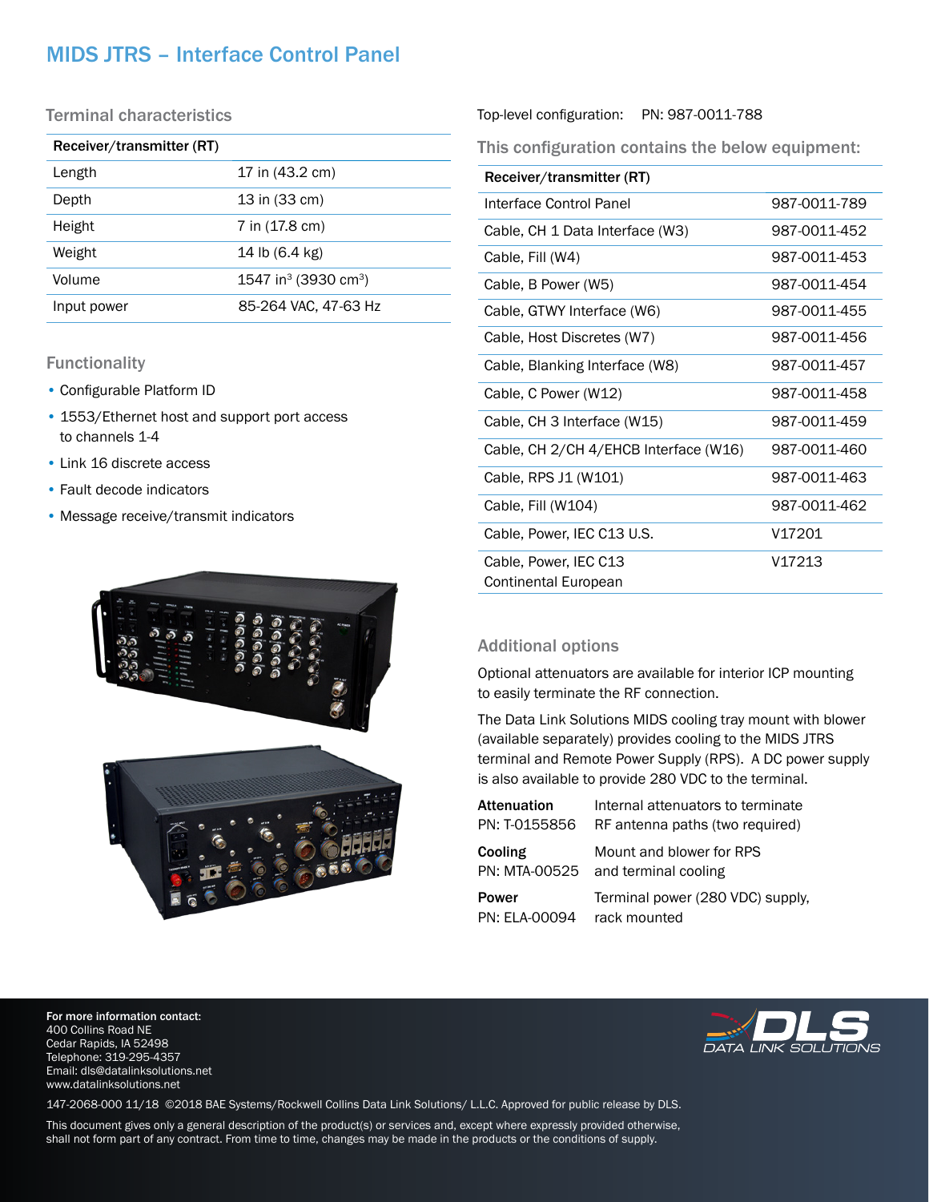# MIDS JTRS – Interface Control Panel

## Terminal characteristics

| Receiver/transmitter (RT) | |
|---|---|
| Length | 17 in (43.2 cm) |
| Depth | 13 in (33 cm) |
| Height | 7 in (17.8 cm) |
| Weight | 14 lb (6.4 kg) |
| Volume | 1547 in$^3$ (3930 cm$^3$) |
| Input power | 85-264 VAC, 47-63 Hz |

## Functionality

- Configurable Platform ID
- 1553/Ethernet host and support port access to channels 1-4
- Link 16 discrete access
- Fault decode indicators
- Message receive/transmit indicators

Top-level configuration: PN: 987-0011-788

## This configuration contains the below equipment:

| Receiver/transmitter (RT) | |
|---|---|
| Interface Control Panel | 987-0011-789 |
| Cable, CH 1 Data Interface (W3) | 987-0011-452 |
| Cable, Fill (W4) | 987-0011-453 |
| Cable, B Power (W5) | 987-0011-454 |
| Cable, GTWY Interface (W6) | 987-0011-455 |
| Cable, Host Discretes (W7) | 987-0011-456 |
| Cable, Blanking Interface (W8) | 987-0011-457 |
| Cable, C Power (W12) | 987-0011-458 |
| Cable, CH 3 Interface (W15) | 987-0011-459 |
| Cable, CH 2/CH 4/EHCB Interface (W16) | 987-0011-460 |
| Cable, RPS J1 (W101) | 987-0011-463 |
| Cable, Fill (W104) | 987-0011-462 |
| Cable, Power, IEC C13 U.S. | V17201 |
| Cable, Power, IEC C13 Continental European | V17213 |

## Additional options

Optional attenuators are available for interior ICP mounting to easily terminate the RF connection.

The Data Link Solutions MIDS cooling tray mount with blower (available separately) provides cooling to the MIDS JTRS terminal and Remote Power Supply (RPS). A DC power supply is also available to provide 280 VDC to the terminal.

| | |
|---|---|
| **Attenuation** PN: T-0155856 | Internal attenuators to terminate RF antenna paths (two required) |
| **Cooling** PN: MTA-00525 | Mount and blower for RPS and terminal cooling |
| **Power** PN: ELA-00094 | Terminal power (280 VDC) supply, rack mounted |

**For more information contact:**
400 Collins Road NE
Cedar Rapids, IA 52498
Telephone: 319-295-4357
Email: dls@datalinksolutions.net
www.datalinksolutions.net

DLS DATA LINK SOLUTIONS

147-2068-000 11/18 ©2018 BAE Systems/Rockwell Collins Data Link Solutions/ L.L.C. Approved for public release by DLS.

This document gives only a general description of the product(s) or services and, except where expressly provided otherwise, shall not form part of any contract. From time to time, changes may be made in the products or the conditions of supply.